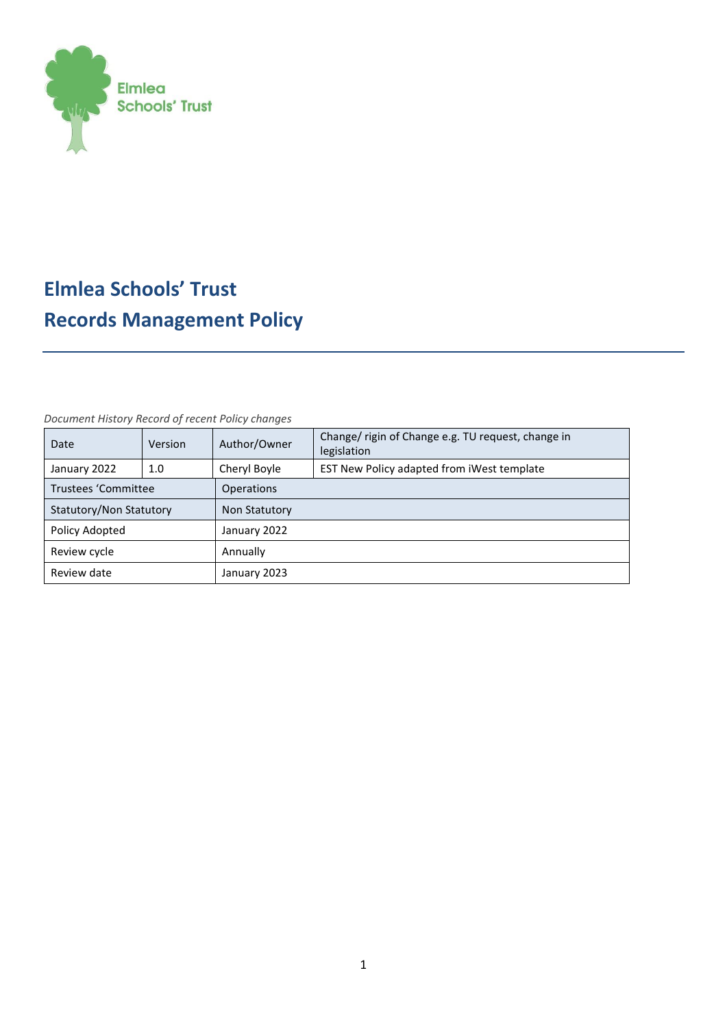Elmlea Schools' Trust

# Elmlea Schools' Trust
# Records Management Policy

*Document History Record of recent Policy changes*

| Date | Version | Author/Owner | Change/ rigin of Change e.g. TU request, change in legislation |
|---|---|---|---|
| January 2022 | 1.0 | Cheryl Boyle | EST New Policy adapted from iWest template |
| Trustees 'Committee | | Operations | |
| Statutory/Non Statutory | | Non Statutory | |
| Policy Adopted | | January 2022 | |
| Review cycle | | Annually | |
| Review date | | January 2023 | |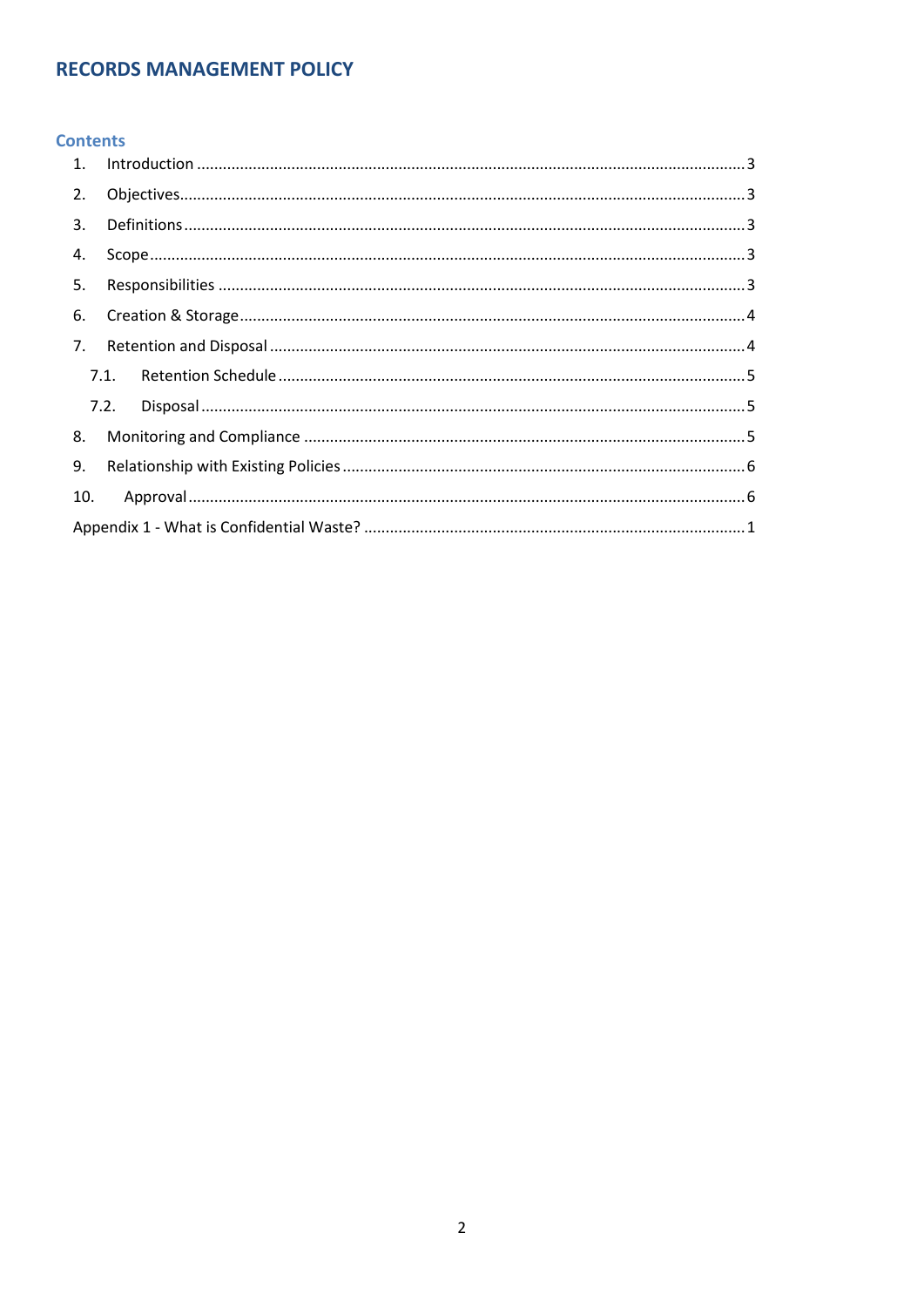# RECORDS MANAGEMENT POLICY

## Contents

1. Introduction ........................................................................ 3
2. Objectives ........................................................................ 3
3. Definitions ........................................................................ 3
4. Scope ........................................................................ 3
5. Responsibilities ........................................................................ 3
6. Creation & Storage ........................................................................ 4
7. Retention and Disposal ........................................................................ 4
   - 7.1. Retention Schedule ........................................................................ 5
   - 7.2. Disposal ........................................................................ 5
8. Monitoring and Compliance ........................................................................ 5
9. Relationship with Existing Policies ........................................................................ 6
10. Approval ........................................................................ 6

Appendix 1 - What is Confidential Waste? ........................................................................ 1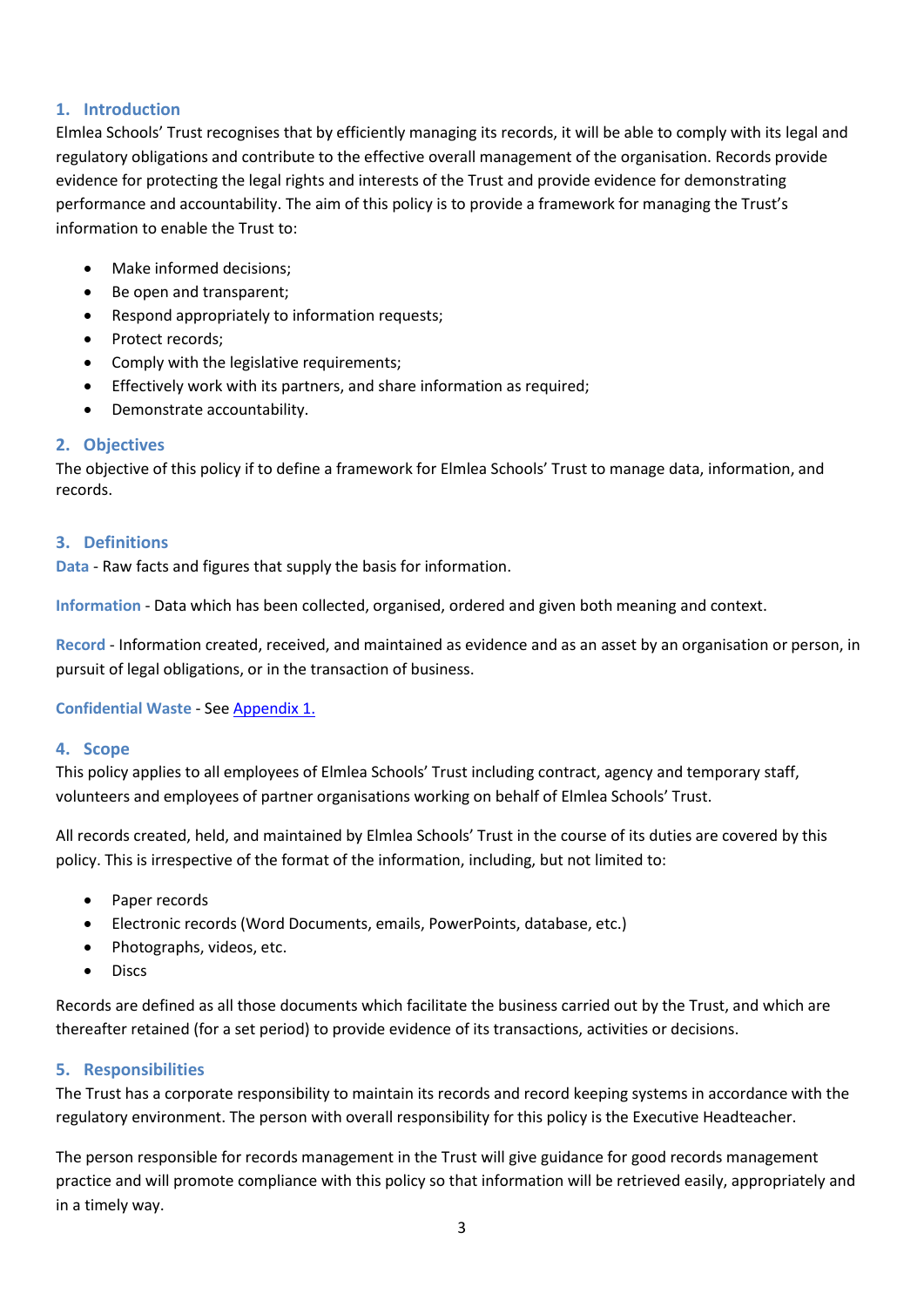## 1. Introduction

Elmlea Schools' Trust recognises that by efficiently managing its records, it will be able to comply with its legal and regulatory obligations and contribute to the effective overall management of the organisation. Records provide evidence for protecting the legal rights and interests of the Trust and provide evidence for demonstrating performance and accountability. The aim of this policy is to provide a framework for managing the Trust's information to enable the Trust to:

- Make informed decisions;
- Be open and transparent;
- Respond appropriately to information requests;
- Protect records;
- Comply with the legislative requirements;
- Effectively work with its partners, and share information as required;
- Demonstrate accountability.

## 2. Objectives

The objective of this policy if to define a framework for Elmlea Schools' Trust to manage data, information, and records.

## 3. Definitions

**Data** - Raw facts and figures that supply the basis for information.

**Information** - Data which has been collected, organised, ordered and given both meaning and context.

**Record** - Information created, received, and maintained as evidence and as an asset by an organisation or person, in pursuit of legal obligations, or in the transaction of business.

**Confidential Waste** - See [Appendix 1.]

## 4. Scope

This policy applies to all employees of Elmlea Schools' Trust including contract, agency and temporary staff, volunteers and employees of partner organisations working on behalf of Elmlea Schools' Trust.

All records created, held, and maintained by Elmlea Schools' Trust in the course of its duties are covered by this policy. This is irrespective of the format of the information, including, but not limited to:

- Paper records
- Electronic records (Word Documents, emails, PowerPoints, database, etc.)
- Photographs, videos, etc.
- Discs

Records are defined as all those documents which facilitate the business carried out by the Trust, and which are thereafter retained (for a set period) to provide evidence of its transactions, activities or decisions.

## 5. Responsibilities

The Trust has a corporate responsibility to maintain its records and record keeping systems in accordance with the regulatory environment. The person with overall responsibility for this policy is the Executive Headteacher.

The person responsible for records management in the Trust will give guidance for good records management practice and will promote compliance with this policy so that information will be retrieved easily, appropriately and in a timely way.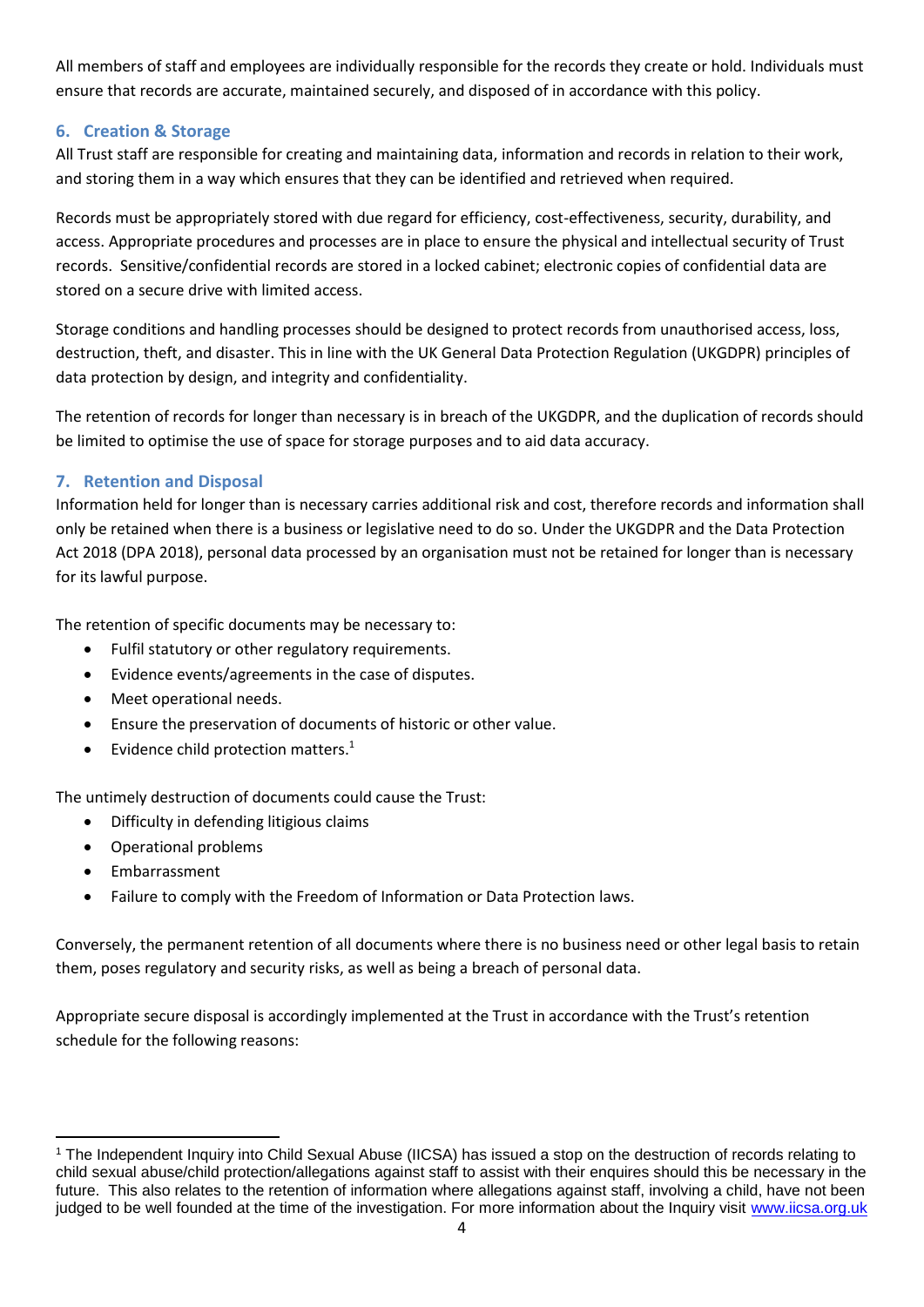All members of staff and employees are individually responsible for the records they create or hold. Individuals must ensure that records are accurate, maintained securely, and disposed of in accordance with this policy.

## 6. Creation & Storage

All Trust staff are responsible for creating and maintaining data, information and records in relation to their work, and storing them in a way which ensures that they can be identified and retrieved when required.

Records must be appropriately stored with due regard for efficiency, cost-effectiveness, security, durability, and access. Appropriate procedures and processes are in place to ensure the physical and intellectual security of Trust records. Sensitive/confidential records are stored in a locked cabinet; electronic copies of confidential data are stored on a secure drive with limited access.

Storage conditions and handling processes should be designed to protect records from unauthorised access, loss, destruction, theft, and disaster. This in line with the UK General Data Protection Regulation (UKGDPR) principles of data protection by design, and integrity and confidentiality.

The retention of records for longer than necessary is in breach of the UKGDPR, and the duplication of records should be limited to optimise the use of space for storage purposes and to aid data accuracy.

## 7. Retention and Disposal

Information held for longer than is necessary carries additional risk and cost, therefore records and information shall only be retained when there is a business or legislative need to do so. Under the UKGDPR and the Data Protection Act 2018 (DPA 2018), personal data processed by an organisation must not be retained for longer than is necessary for its lawful purpose.

The retention of specific documents may be necessary to:

- Fulfil statutory or other regulatory requirements.
- Evidence events/agreements in the case of disputes.
- Meet operational needs.
- Ensure the preservation of documents of historic or other value.
- Evidence child protection matters.[1]

The untimely destruction of documents could cause the Trust:

- Difficulty in defending litigious claims
- Operational problems
- Embarrassment
- Failure to comply with the Freedom of Information or Data Protection laws.

Conversely, the permanent retention of all documents where there is no business need or other legal basis to retain them, poses regulatory and security risks, as well as being a breach of personal data.

Appropriate secure disposal is accordingly implemented at the Trust in accordance with the Trust's retention schedule for the following reasons:

---

[1] The Independent Inquiry into Child Sexual Abuse (IICSA) has issued a stop on the destruction of records relating to child sexual abuse/child protection/allegations against staff to assist with their enquires should this be necessary in the future. This also relates to the retention of information where allegations against staff, involving a child, have not been judged to be well founded at the time of the investigation. For more information about the Inquiry visit www.iicsa.org.uk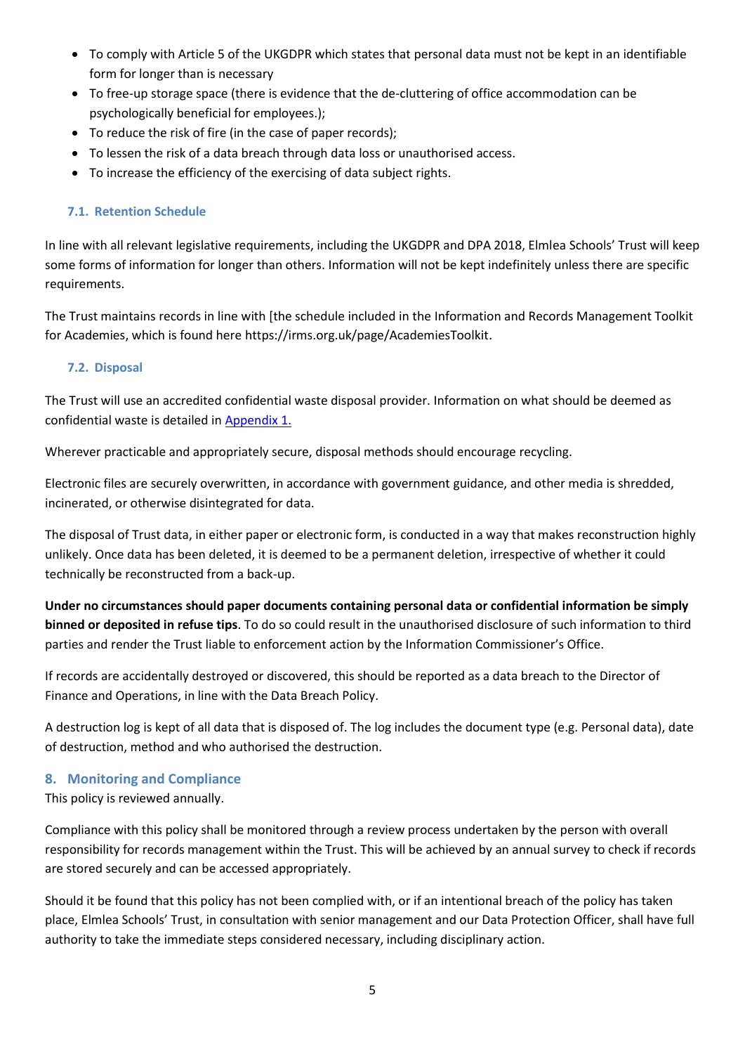- To comply with Article 5 of the UKGDPR which states that personal data must not be kept in an identifiable form for longer than is necessary
- To free-up storage space (there is evidence that the de-cluttering of office accommodation can be psychologically beneficial for employees.);
- To reduce the risk of fire (in the case of paper records);
- To lessen the risk of a data breach through data loss or unauthorised access.
- To increase the efficiency of the exercising of data subject rights.

### 7.1. Retention Schedule

In line with all relevant legislative requirements, including the UKGDPR and DPA 2018, Elmlea Schools' Trust will keep some forms of information for longer than others. Information will not be kept indefinitely unless there are specific requirements.

The Trust maintains records in line with [the schedule included in the Information and Records Management Toolkit for Academies, which is found here https://irms.org.uk/page/AcademiesToolkit.

### 7.2. Disposal

The Trust will use an accredited confidential waste disposal provider. Information on what should be deemed as confidential waste is detailed in Appendix 1.

Wherever practicable and appropriately secure, disposal methods should encourage recycling.

Electronic files are securely overwritten, in accordance with government guidance, and other media is shredded, incinerated, or otherwise disintegrated for data.

The disposal of Trust data, in either paper or electronic form, is conducted in a way that makes reconstruction highly unlikely. Once data has been deleted, it is deemed to be a permanent deletion, irrespective of whether it could technically be reconstructed from a back-up.

**Under no circumstances should paper documents containing personal data or confidential information be simply binned or deposited in refuse tips**. To do so could result in the unauthorised disclosure of such information to third parties and render the Trust liable to enforcement action by the Information Commissioner's Office.

If records are accidentally destroyed or discovered, this should be reported as a data breach to the Director of Finance and Operations, in line with the Data Breach Policy.

A destruction log is kept of all data that is disposed of. The log includes the document type (e.g. Personal data), date of destruction, method and who authorised the destruction.

## 8. Monitoring and Compliance

This policy is reviewed annually.

Compliance with this policy shall be monitored through a review process undertaken by the person with overall responsibility for records management within the Trust. This will be achieved by an annual survey to check if records are stored securely and can be accessed appropriately.

Should it be found that this policy has not been complied with, or if an intentional breach of the policy has taken place, Elmlea Schools' Trust, in consultation with senior management and our Data Protection Officer, shall have full authority to take the immediate steps considered necessary, including disciplinary action.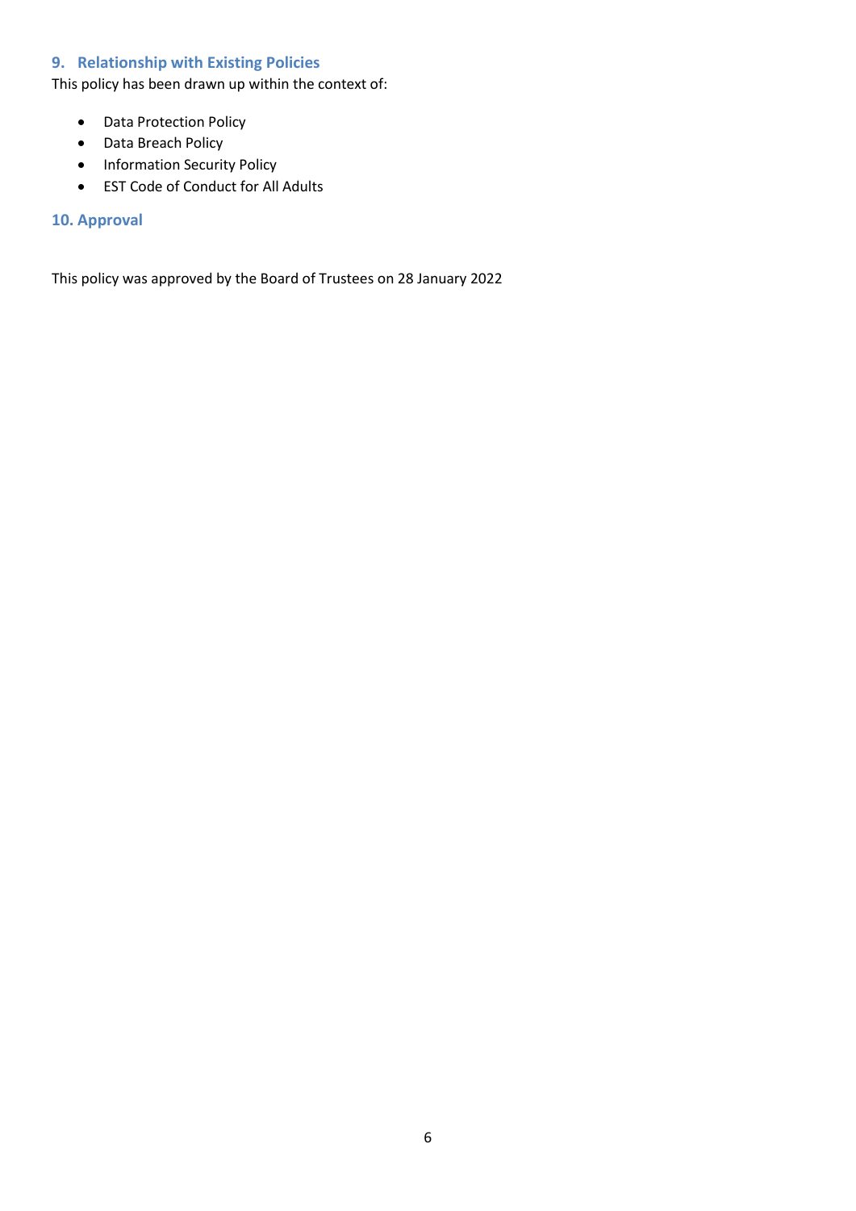## 9. Relationship with Existing Policies

This policy has been drawn up within the context of:

- Data Protection Policy
- Data Breach Policy
- Information Security Policy
- EST Code of Conduct for All Adults

## 10. Approval

This policy was approved by the Board of Trustees on 28 January 2022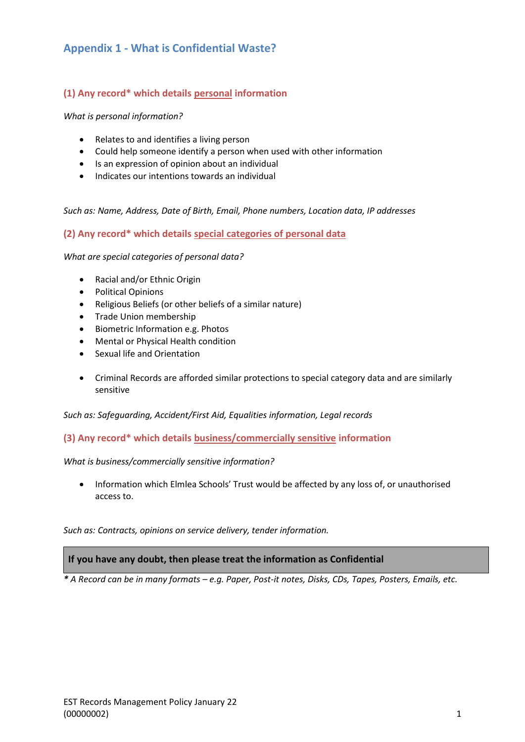## Appendix 1 - What is Confidential Waste?

### (1) Any record* which details personal information

*What is personal information?*

- Relates to and identifies a living person
- Could help someone identify a person when used with other information
- Is an expression of opinion about an individual
- Indicates our intentions towards an individual

*Such as: Name, Address, Date of Birth, Email, Phone numbers, Location data, IP addresses*

### (2) Any record* which details special categories of personal data

*What are special categories of personal data?*

- Racial and/or Ethnic Origin
- Political Opinions
- Religious Beliefs (or other beliefs of a similar nature)
- Trade Union membership
- Biometric Information e.g. Photos
- Mental or Physical Health condition
- Sexual life and Orientation

- Criminal Records are afforded similar protections to special category data and are similarly sensitive

*Such as: Safeguarding, Accident/First Aid, Equalities information, Legal records*

### (3) Any record* which details business/commercially sensitive information

*What is business/commercially sensitive information?*

- Information which Elmlea Schools' Trust would be affected by any loss of, or unauthorised access to.

*Such as: Contracts, opinions on service delivery, tender information.*

**If you have any doubt, then please treat the information as Confidential**

*\* A Record can be in many formats – e.g. Paper, Post-it notes, Disks, CDs, Tapes, Posters, Emails, etc.*